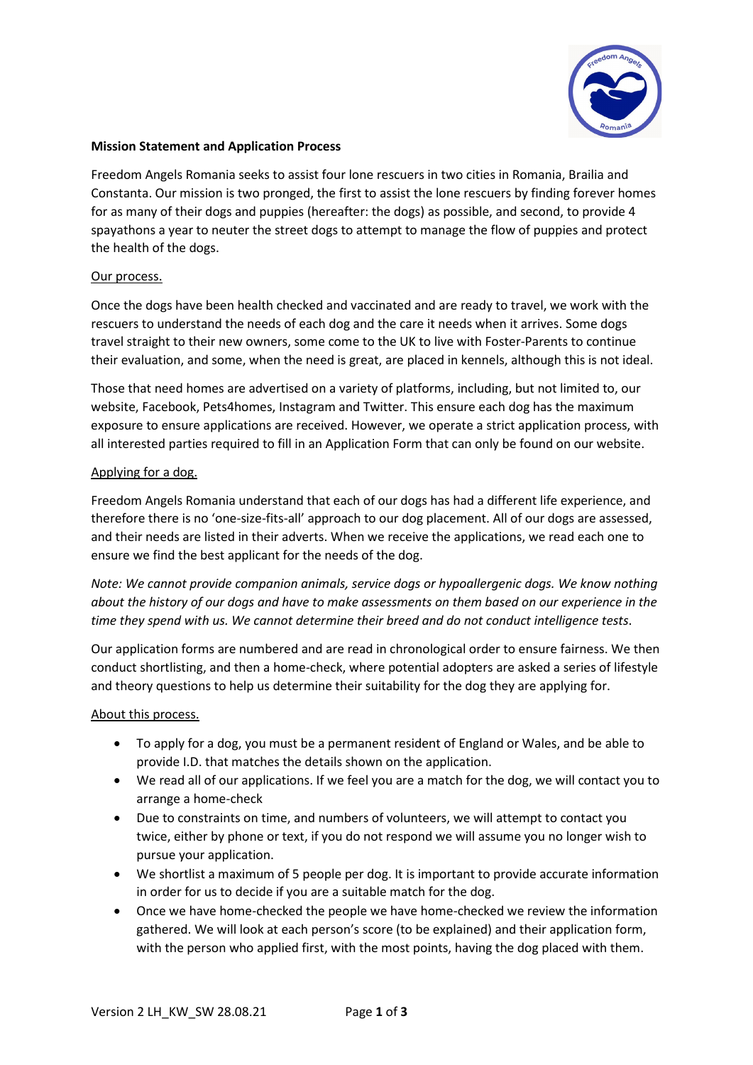**Mission Statement and Application Process**

Freedom Angels Romania seeks to assist four lone rescuers in two cities in Romania, Brailia and Constanta. Our mission is two pronged, the first to assist the lone rescuers by finding forever homes for as many of their dogs and puppies (hereafter: the dogs) as possible, and second, to provide 4 spayathons a year to neuter the street dogs to attempt to manage the flow of puppies and protect the health of the dogs.

Our process.

Once the dogs have been health checked and vaccinated and are ready to travel, we work with the rescuers to understand the needs of each dog and the care it needs when it arrives. Some dogs travel straight to their new owners, some come to the UK to live with Foster-Parents to continue their evaluation, and some, when the need is great, are placed in kennels, although this is not ideal.

Those that need homes are advertised on a variety of platforms, including, but not limited to, our website, Facebook, Pets4homes, Instagram and Twitter. This ensure each dog has the maximum exposure to ensure applications are received. However, we operate a strict application process, with all interested parties required to fill in an Application Form that can only be found on our website.

Applying for a dog.

Freedom Angels Romania understand that each of our dogs has had a different life experience, and therefore there is no 'one-size-fits-all' approach to our dog placement. All of our dogs are assessed, and their needs are listed in their adverts. When we receive the applications, we read each one to ensure we find the best applicant for the needs of the dog.

*Note: We cannot provide companion animals, service dogs or hypoallergenic dogs. We know nothing about the history of our dogs and have to make assessments on them based on our experience in the time they spend with us. We cannot determine their breed and do not conduct intelligence tests.*

Our application forms are numbered and are read in chronological order to ensure fairness. We then conduct shortlisting, and then a home-check, where potential adopters are asked a series of lifestyle and theory questions to help us determine their suitability for the dog they are applying for.

About this process.

- To apply for a dog, you must be a permanent resident of England or Wales, and be able to provide I.D. that matches the details shown on the application.
- We read all of our applications. If we feel you are a match for the dog, we will contact you to arrange a home-check
- Due to constraints on time, and numbers of volunteers, we will attempt to contact you twice, either by phone or text, if you do not respond we will assume you no longer wish to pursue your application.
- We shortlist a maximum of 5 people per dog. It is important to provide accurate information in order for us to decide if you are a suitable match for the dog.
- Once we have home-checked the people we have home-checked we review the information gathered. We will look at each person's score (to be explained) and their application form, with the person who applied first, with the most points, having the dog placed with them.

Version 2 LH_KW_SW 28.08.21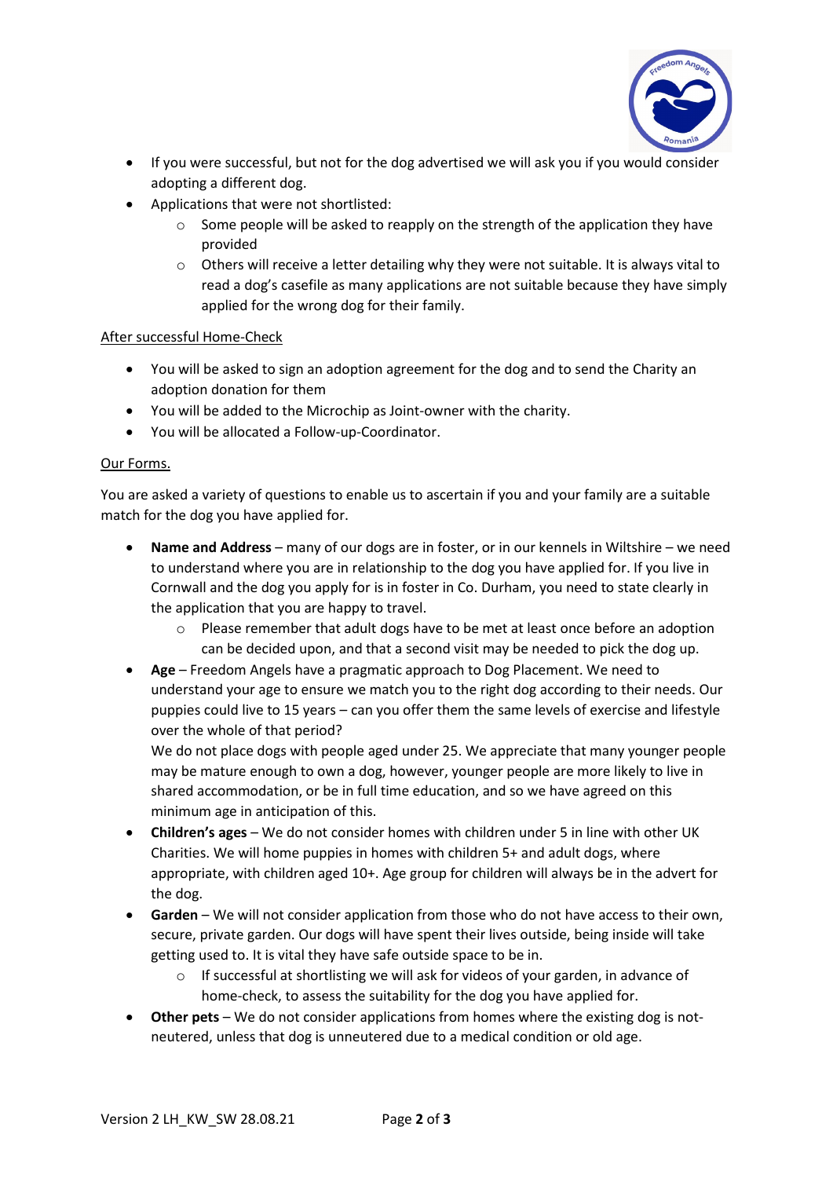- If you were successful, but not for the dog advertised we will ask you if you would consider adopting a different dog.
- Applications that were not shortlisted:
  - Some people will be asked to reapply on the strength of the application they have provided
  - Others will receive a letter detailing why they were not suitable. It is always vital to read a dog's casefile as many applications are not suitable because they have simply applied for the wrong dog for their family.

After successful Home-Check

- You will be asked to sign an adoption agreement for the dog and to send the Charity an adoption donation for them
- You will be added to the Microchip as Joint-owner with the charity.
- You will be allocated a Follow-up-Coordinator.

Our Forms.

You are asked a variety of questions to enable us to ascertain if you and your family are a suitable match for the dog you have applied for.

- **Name and Address** – many of our dogs are in foster, or in our kennels in Wiltshire – we need to understand where you are in relationship to the dog you have applied for. If you live in Cornwall and the dog you apply for is in foster in Co. Durham, you need to state clearly in the application that you are happy to travel.
  - Please remember that adult dogs have to be met at least once before an adoption can be decided upon, and that a second visit may be needed to pick the dog up.
- **Age** – Freedom Angels have a pragmatic approach to Dog Placement. We need to understand your age to ensure we match you to the right dog according to their needs. Our puppies could live to 15 years – can you offer them the same levels of exercise and lifestyle over the whole of that period?
  We do not place dogs with people aged under 25. We appreciate that many younger people may be mature enough to own a dog, however, younger people are more likely to live in shared accommodation, or be in full time education, and so we have agreed on this minimum age in anticipation of this.
- **Children's ages** – We do not consider homes with children under 5 in line with other UK Charities. We will home puppies in homes with children 5+ and adult dogs, where appropriate, with children aged 10+. Age group for children will always be in the advert for the dog.
- **Garden** – We will not consider application from those who do not have access to their own, secure, private garden. Our dogs will have spent their lives outside, being inside will take getting used to. It is vital they have safe outside space to be in.
  - If successful at shortlisting we will ask for videos of your garden, in advance of home-check, to assess the suitability for the dog you have applied for.
- **Other pets** – We do not consider applications from homes where the existing dog is not-neutered, unless that dog is unneutered due to a medical condition or old age.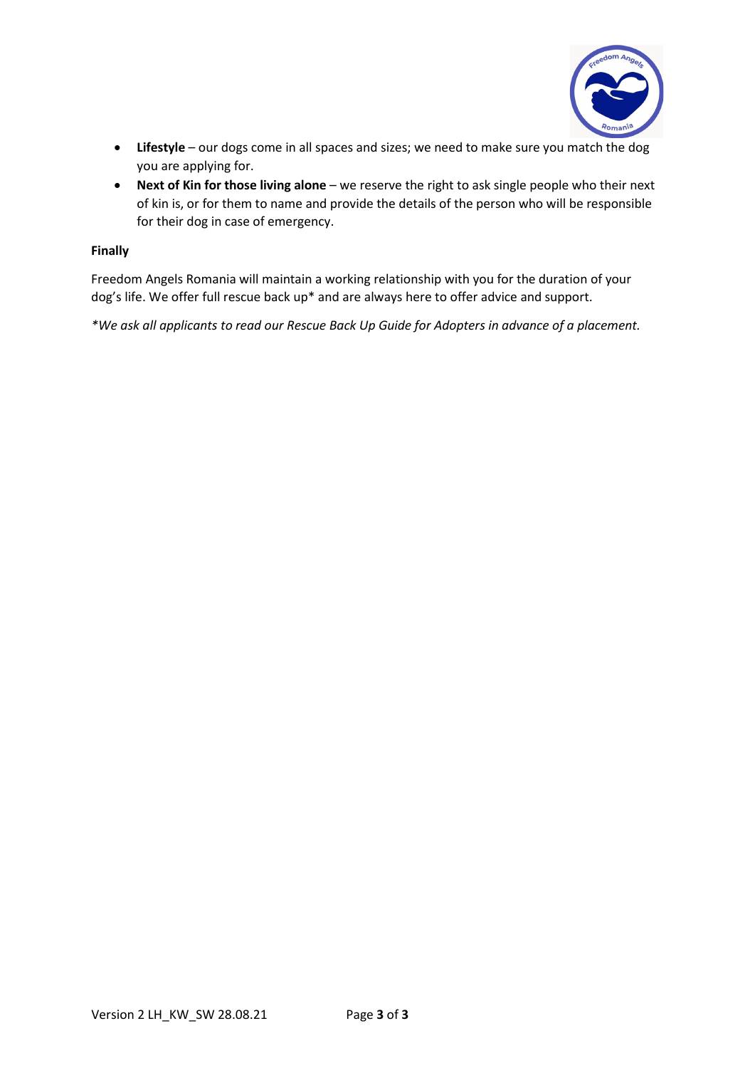- **Lifestyle** – our dogs come in all spaces and sizes; we need to make sure you match the dog you are applying for.
- **Next of Kin for those living alone** – we reserve the right to ask single people who their next of kin is, or for them to name and provide the details of the person who will be responsible for their dog in case of emergency.

**Finally**

Freedom Angels Romania will maintain a working relationship with you for the duration of your dog's life. We offer full rescue back up* and are always here to offer advice and support.

**We ask all applicants to read our Rescue Back Up Guide for Adopters in advance of a placement.*

Version 2 LH_KW_SW 28.08.21